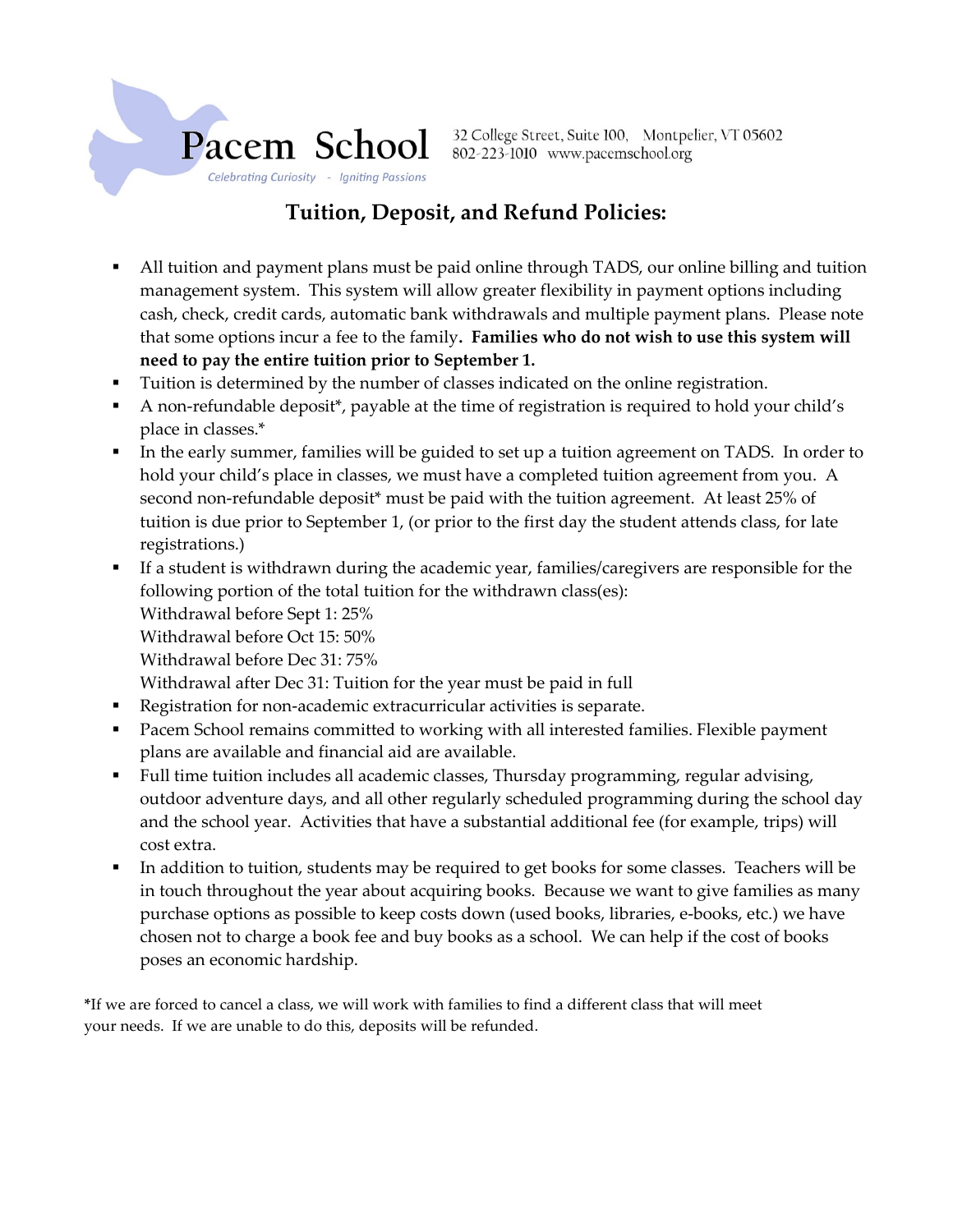Pacem School

*Celebrating Curiosity - Igniting Passions*

32 College Street, Suite 100, Montpelier, VT 05602
802-223-1010 www.pacemschool.org

## Tuition, Deposit, and Refund Policies:

- All tuition and payment plans must be paid online through TADS, our online billing and tuition management system. This system will allow greater flexibility in payment options including cash, check, credit cards, automatic bank withdrawals and multiple payment plans. Please note that some options incur a fee to the family**. Families who do not wish to use this system will need to pay the entire tuition prior to September 1.**
- Tuition is determined by the number of classes indicated on the online registration.
- A non-refundable deposit*, payable at the time of registration is required to hold your child's place in classes.*
- In the early summer, families will be guided to set up a tuition agreement on TADS. In order to hold your child's place in classes, we must have a completed tuition agreement from you. A second non-refundable deposit* must be paid with the tuition agreement. At least 25% of tuition is due prior to September 1, (or prior to the first day the student attends class, for late registrations.)
- If a student is withdrawn during the academic year, families/caregivers are responsible for the following portion of the total tuition for the withdrawn class(es):
  Withdrawal before Sept 1: 25%
  Withdrawal before Oct 15: 50%
  Withdrawal before Dec 31: 75%
  Withdrawal after Dec 31: Tuition for the year must be paid in full
- Registration for non-academic extracurricular activities is separate.
- Pacem School remains committed to working with all interested families. Flexible payment plans are available and financial aid are available.
- Full time tuition includes all academic classes, Thursday programming, regular advising, outdoor adventure days, and all other regularly scheduled programming during the school day and the school year. Activities that have a substantial additional fee (for example, trips) will cost extra.
- In addition to tuition, students may be required to get books for some classes. Teachers will be in touch throughout the year about acquiring books. Because we want to give families as many purchase options as possible to keep costs down (used books, libraries, e-books, etc.) we have chosen not to charge a book fee and buy books as a school. We can help if the cost of books poses an economic hardship.

**\***If we are forced to cancel a class, we will work with families to find a different class that will meet your needs. If we are unable to do this, deposits will be refunded.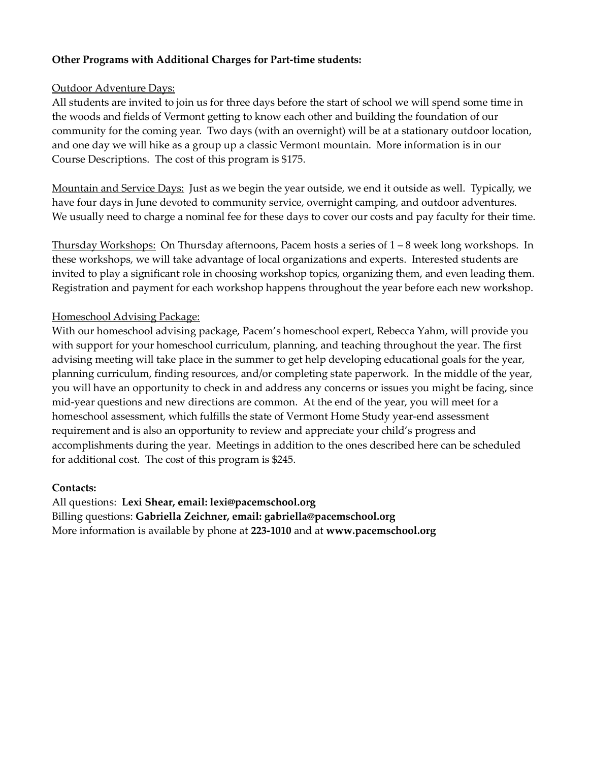**Other Programs with Additional Charges for Part-time students:**

Outdoor Adventure Days:
All students are invited to join us for three days before the start of school we will spend some time in the woods and fields of Vermont getting to know each other and building the foundation of our community for the coming year. Two days (with an overnight) will be at a stationary outdoor location, and one day we will hike as a group up a classic Vermont mountain. More information is in our Course Descriptions. The cost of this program is $175.

Mountain and Service Days: Just as we begin the year outside, we end it outside as well. Typically, we have four days in June devoted to community service, overnight camping, and outdoor adventures. We usually need to charge a nominal fee for these days to cover our costs and pay faculty for their time.

Thursday Workshops: On Thursday afternoons, Pacem hosts a series of 1 – 8 week long workshops. In these workshops, we will take advantage of local organizations and experts. Interested students are invited to play a significant role in choosing workshop topics, organizing them, and even leading them. Registration and payment for each workshop happens throughout the year before each new workshop.

Homeschool Advising Package:
With our homeschool advising package, Pacem's homeschool expert, Rebecca Yahm, will provide you with support for your homeschool curriculum, planning, and teaching throughout the year. The first advising meeting will take place in the summer to get help developing educational goals for the year, planning curriculum, finding resources, and/or completing state paperwork. In the middle of the year, you will have an opportunity to check in and address any concerns or issues you might be facing, since mid-year questions and new directions are common. At the end of the year, you will meet for a homeschool assessment, which fulfills the state of Vermont Home Study year-end assessment requirement and is also an opportunity to review and appreciate your child's progress and accomplishments during the year. Meetings in addition to the ones described here can be scheduled for additional cost. The cost of this program is $245.

**Contacts:**
All questions: **Lexi Shear, email: lexi@pacemschool.org**
Billing questions: **Gabriella Zeichner, email: gabriella@pacemschool.org**
More information is available by phone at **223-1010** and at **www.pacemschool.org**